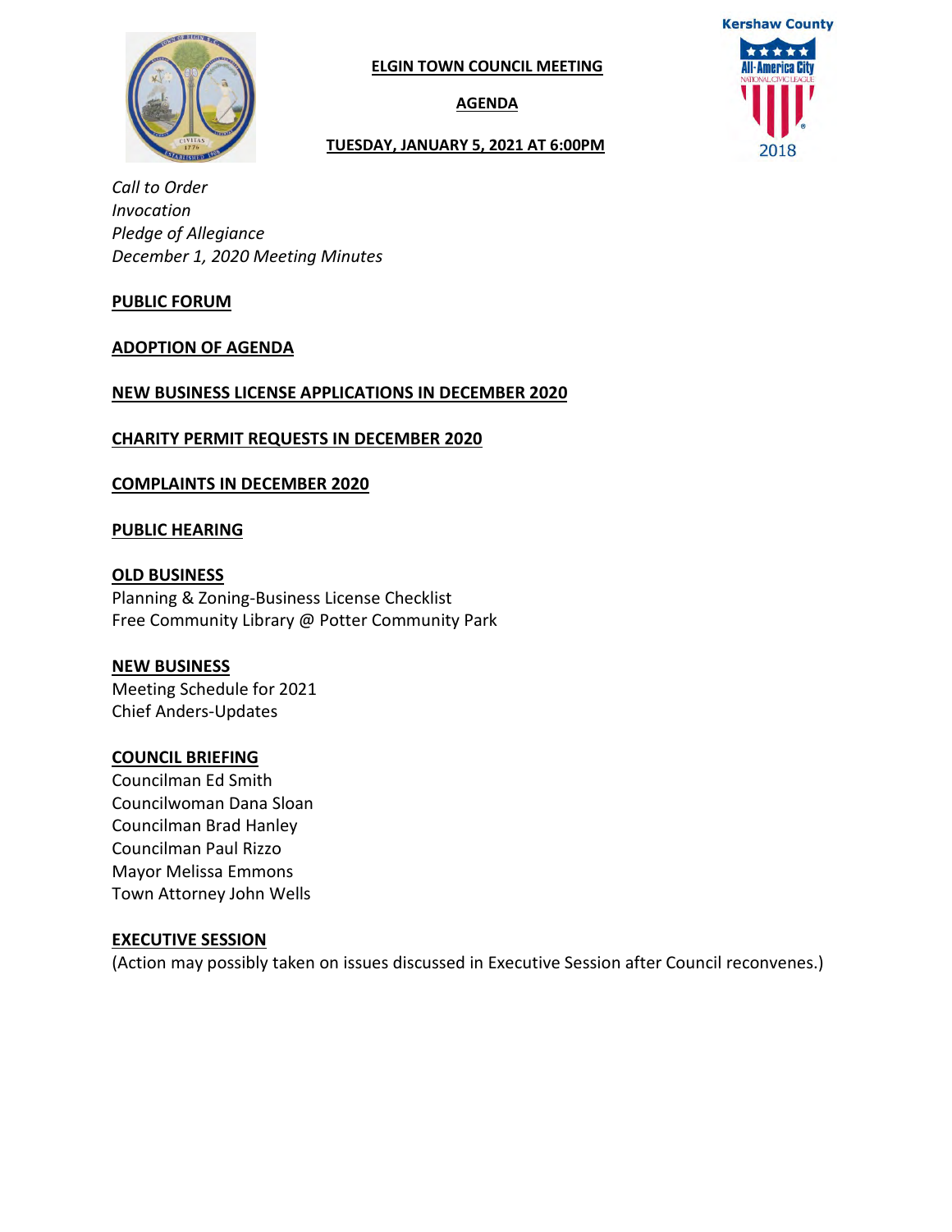# ELGIN TOWN COUNCIL MEETING

## AGENDA

### TUESDAY, JANUARY 5, 2021 AT 6:00PM

*Call to Order*
*Invocation*
*Pledge of Allegiance*
*December 1, 2020 Meeting Minutes*

**PUBLIC FORUM**

**ADOPTION OF AGENDA**

**NEW BUSINESS LICENSE APPLICATIONS IN DECEMBER 2020**

**CHARITY PERMIT REQUESTS IN DECEMBER 2020**

**COMPLAINTS IN DECEMBER 2020**

**PUBLIC HEARING**

**OLD BUSINESS**
Planning & Zoning-Business License Checklist
Free Community Library @ Potter Community Park

**NEW BUSINESS**
Meeting Schedule for 2021
Chief Anders-Updates

**COUNCIL BRIEFING**
Councilman Ed Smith
Councilwoman Dana Sloan
Councilman Brad Hanley
Councilman Paul Rizzo
Mayor Melissa Emmons
Town Attorney John Wells

**EXECUTIVE SESSION**
(Action may possibly taken on issues discussed in Executive Session after Council reconvenes.)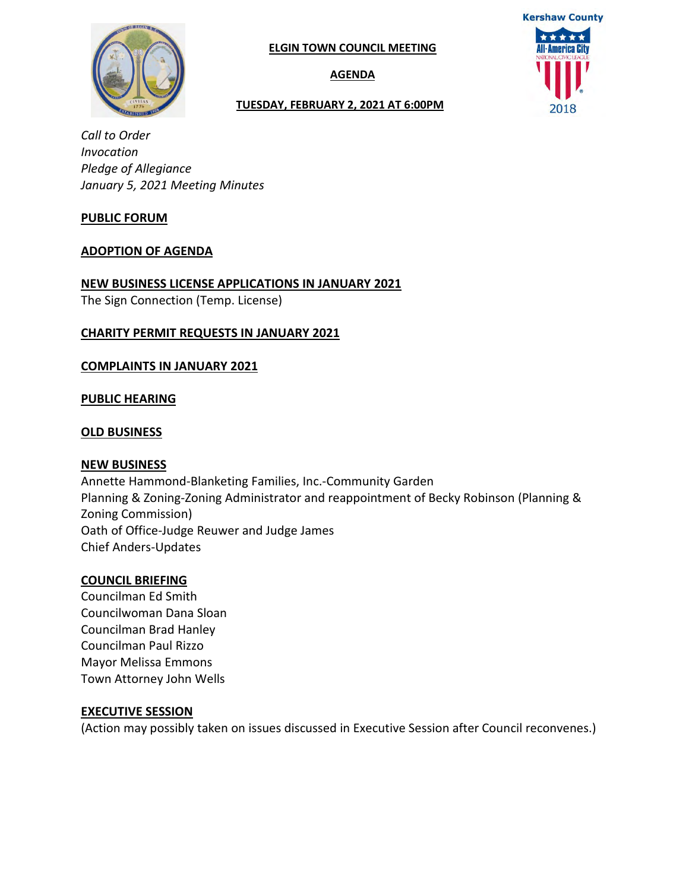**ELGIN TOWN COUNCIL MEETING**

**AGENDA**

**TUESDAY, FEBRUARY 2, 2021 AT 6:00PM**

*Call to Order*
*Invocation*
*Pledge of Allegiance*
*January 5, 2021 Meeting Minutes*

**PUBLIC FORUM**

**ADOPTION OF AGENDA**

**NEW BUSINESS LICENSE APPLICATIONS IN JANUARY 2021**

The Sign Connection (Temp. License)

**CHARITY PERMIT REQUESTS IN JANUARY 2021**

**COMPLAINTS IN JANUARY 2021**

**PUBLIC HEARING**

**OLD BUSINESS**

**NEW BUSINESS**

Annette Hammond-Blanketing Families, Inc.-Community Garden
Planning & Zoning-Zoning Administrator and reappointment of Becky Robinson (Planning & Zoning Commission)
Oath of Office-Judge Reuwer and Judge James
Chief Anders-Updates

**COUNCIL BRIEFING**

Councilman Ed Smith
Councilwoman Dana Sloan
Councilman Brad Hanley
Councilman Paul Rizzo
Mayor Melissa Emmons
Town Attorney John Wells

**EXECUTIVE SESSION**

(Action may possibly taken on issues discussed in Executive Session after Council reconvenes.)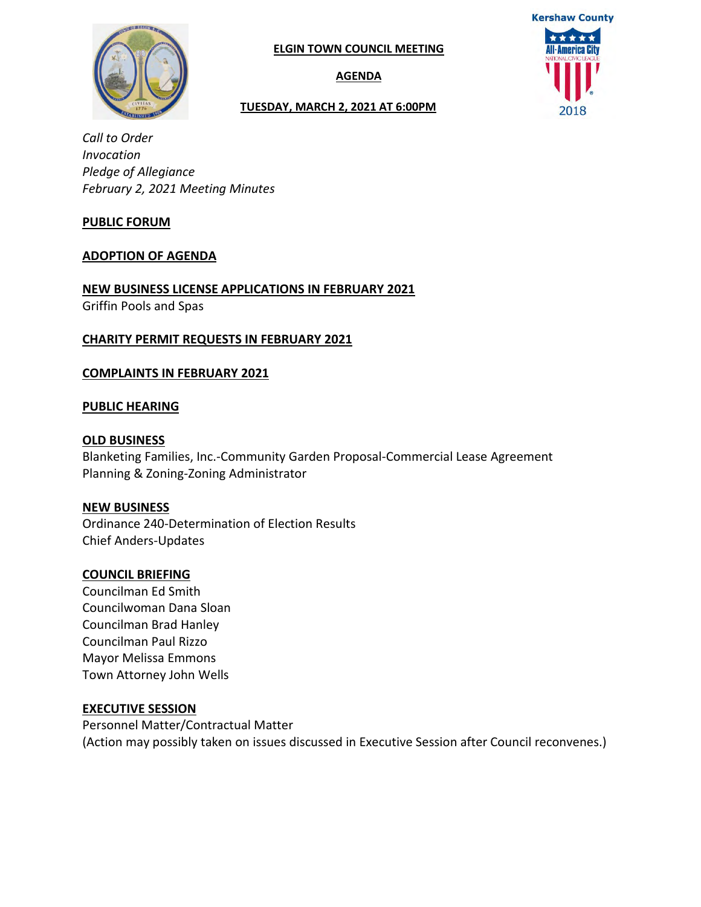**ELGIN TOWN COUNCIL MEETING**

**AGENDA**

**TUESDAY, MARCH 2, 2021 AT 6:00PM**

*Call to Order*
*Invocation*
*Pledge of Allegiance*
*February 2, 2021 Meeting Minutes*

**PUBLIC FORUM**

**ADOPTION OF AGENDA**

**NEW BUSINESS LICENSE APPLICATIONS IN FEBRUARY 2021**
Griffin Pools and Spas

**CHARITY PERMIT REQUESTS IN FEBRUARY 2021**

**COMPLAINTS IN FEBRUARY 2021**

**PUBLIC HEARING**

**OLD BUSINESS**
Blanketing Families, Inc.-Community Garden Proposal-Commercial Lease Agreement
Planning & Zoning-Zoning Administrator

**NEW BUSINESS**
Ordinance 240-Determination of Election Results
Chief Anders-Updates

**COUNCIL BRIEFING**
Councilman Ed Smith
Councilwoman Dana Sloan
Councilman Brad Hanley
Councilman Paul Rizzo
Mayor Melissa Emmons
Town Attorney John Wells

**EXECUTIVE SESSION**
Personnel Matter/Contractual Matter
(Action may possibly taken on issues discussed in Executive Session after Council reconvenes.)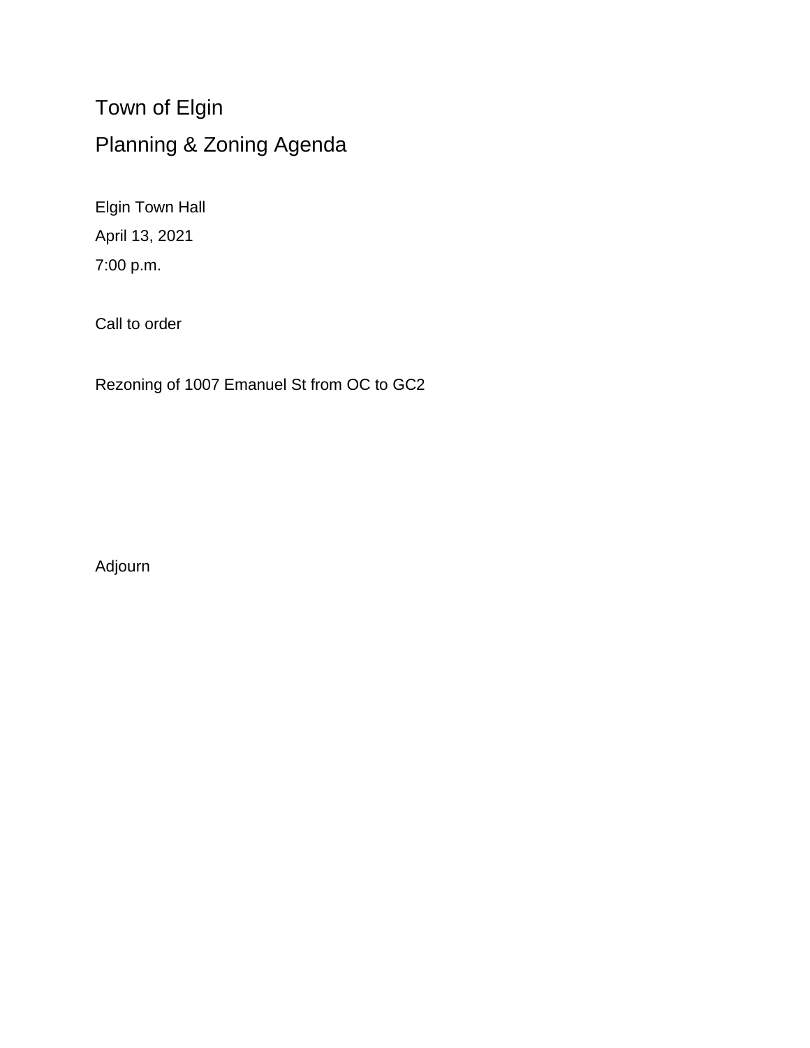# Town of Elgin

## Planning & Zoning Agenda

Elgin Town Hall

April 13, 2021

7:00 p.m.

Call to order

Rezoning of 1007 Emanuel St from OC to GC2

Adjourn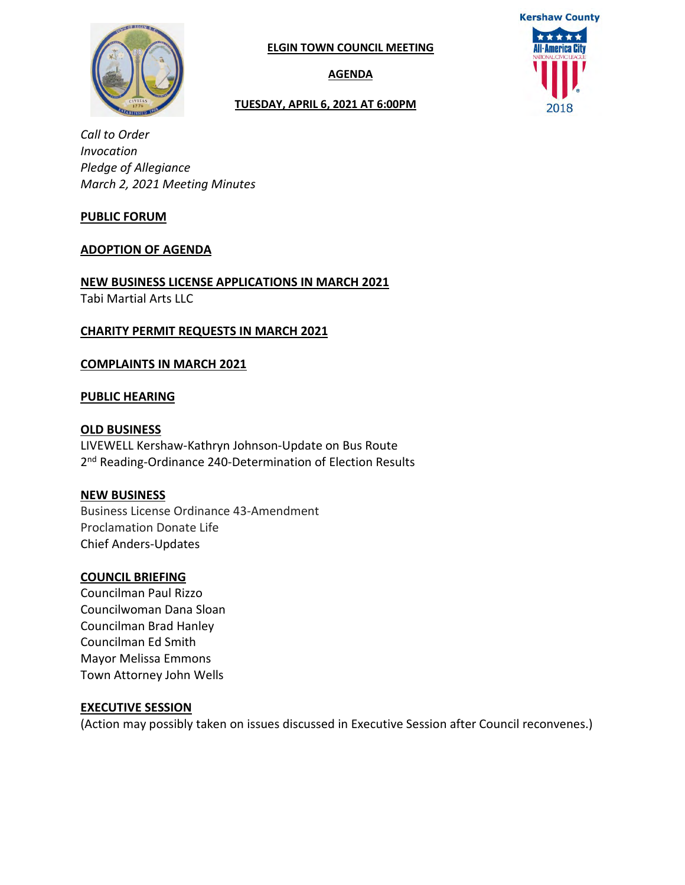**ELGIN TOWN COUNCIL MEETING**

**AGENDA**

**TUESDAY, APRIL 6, 2021 AT 6:00PM**

*Call to Order*
*Invocation*
*Pledge of Allegiance*
*March 2, 2021 Meeting Minutes*

**PUBLIC FORUM**

**ADOPTION OF AGENDA**

**NEW BUSINESS LICENSE APPLICATIONS IN MARCH 2021**

Tabi Martial Arts LLC

**CHARITY PERMIT REQUESTS IN MARCH 2021**

**COMPLAINTS IN MARCH 2021**

**PUBLIC HEARING**

**OLD BUSINESS**

LIVEWELL Kershaw-Kathryn Johnson-Update on Bus Route
2nd Reading-Ordinance 240-Determination of Election Results

**NEW BUSINESS**

Business License Ordinance 43-Amendment
Proclamation Donate Life
Chief Anders-Updates

**COUNCIL BRIEFING**

Councilman Paul Rizzo
Councilwoman Dana Sloan
Councilman Brad Hanley
Councilman Ed Smith
Mayor Melissa Emmons
Town Attorney John Wells

**EXECUTIVE SESSION**

(Action may possibly taken on issues discussed in Executive Session after Council reconvenes.)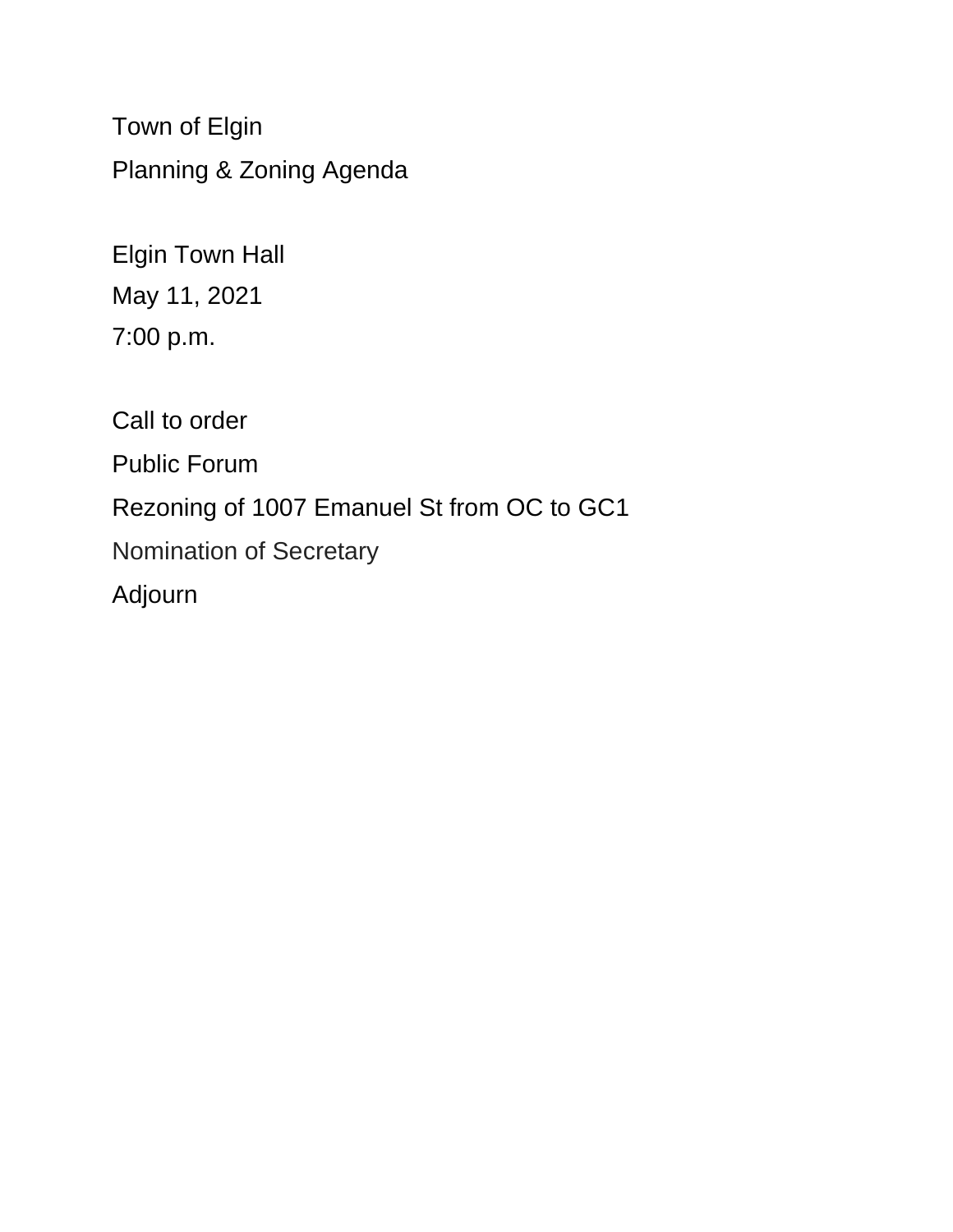Town of Elgin

Planning & Zoning Agenda

Elgin Town Hall

May 11, 2021

7:00 p.m.

Call to order

Public Forum

Rezoning of 1007 Emanuel St from OC to GC1

Nomination of Secretary

Adjourn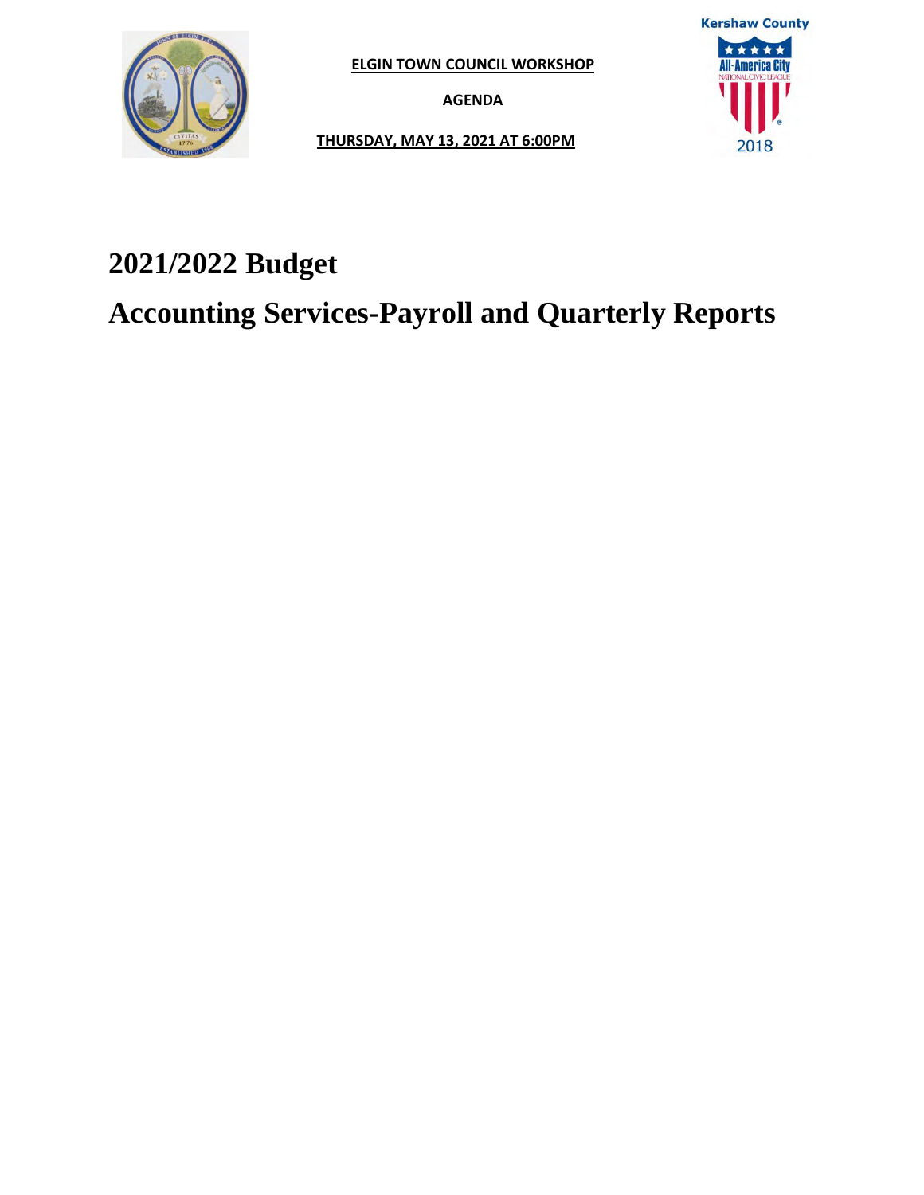**ELGIN TOWN COUNCIL WORKSHOP**

**AGENDA**

**THURSDAY, MAY 13, 2021 AT 6:00PM**

# 2021/2022 Budget

# Accounting Services-Payroll and Quarterly Reports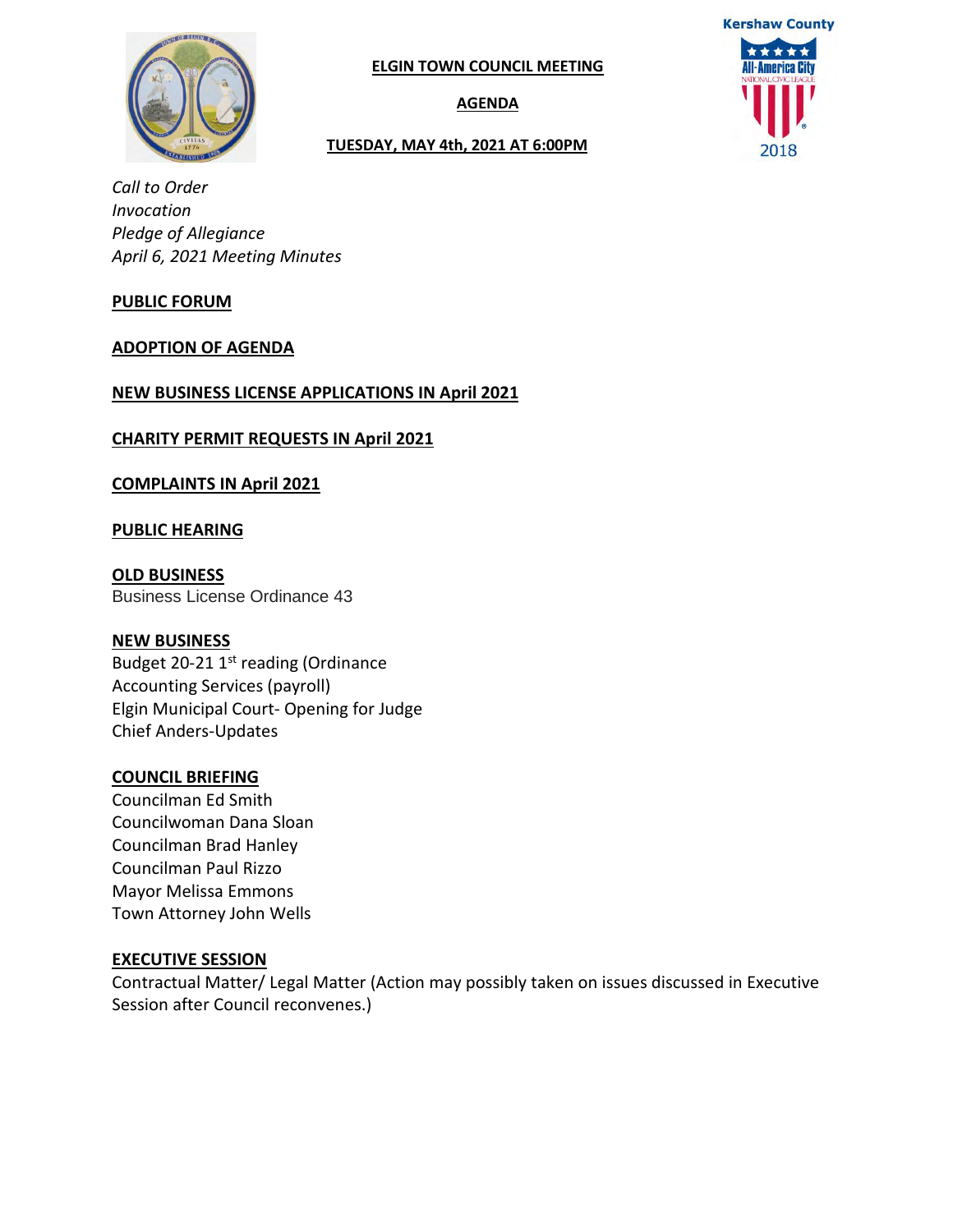**ELGIN TOWN COUNCIL MEETING**

**AGENDA**

**TUESDAY, MAY 4th, 2021 AT 6:00PM**

*Call to Order*
*Invocation*
*Pledge of Allegiance*
*April 6, 2021 Meeting Minutes*

**PUBLIC FORUM**

**ADOPTION OF AGENDA**

**NEW BUSINESS LICENSE APPLICATIONS IN April 2021**

**CHARITY PERMIT REQUESTS IN April 2021**

**COMPLAINTS IN April 2021**

**PUBLIC HEARING**

**OLD BUSINESS**
Business License Ordinance 43

**NEW BUSINESS**
Budget 20-21 1st reading (Ordinance
Accounting Services (payroll)
Elgin Municipal Court- Opening for Judge
Chief Anders-Updates

**COUNCIL BRIEFING**
Councilman Ed Smith
Councilwoman Dana Sloan
Councilman Brad Hanley
Councilman Paul Rizzo
Mayor Melissa Emmons
Town Attorney John Wells

**EXECUTIVE SESSION**
Contractual Matter/ Legal Matter (Action may possibly taken on issues discussed in Executive Session after Council reconvenes.)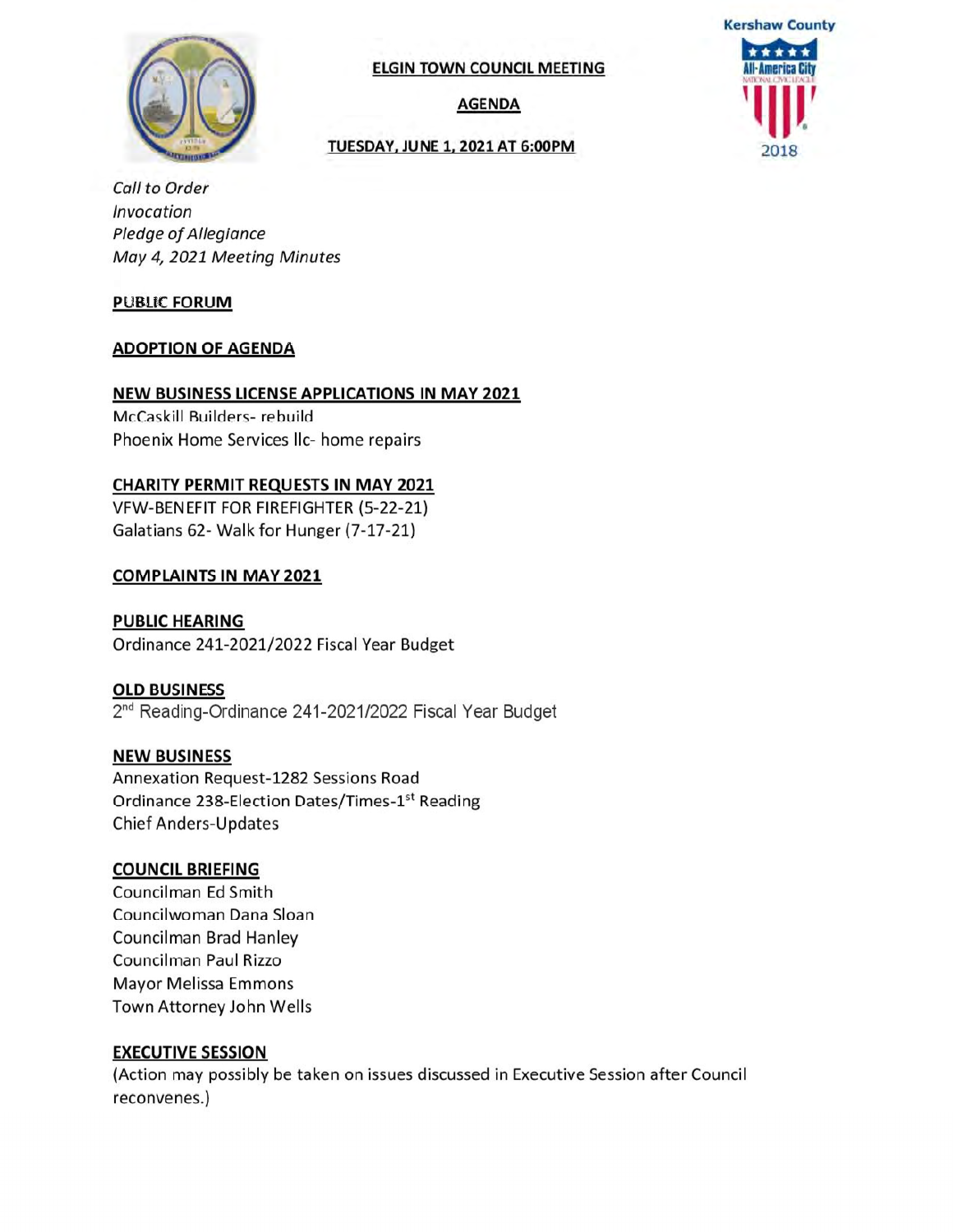**ELGIN TOWN COUNCIL MEETING**

**AGENDA**

**TUESDAY, JUNE 1, 2021 AT 6:00PM**

Kershaw County
All-America City
2018

*Call to Order*
*Invocation*
*Pledge of Allegiance*
*May 4, 2021 Meeting Minutes*

**PUBLIC FORUM**

**ADOPTION OF AGENDA**

**NEW BUSINESS LICENSE APPLICATIONS IN MAY 2021**

McCaskill Builders- rebuild
Phoenix Home Services llc- home repairs

**CHARITY PERMIT REQUESTS IN MAY 2021**

VFW-BENEFIT FOR FIREFIGHTER (5-22-21)
Galatians 62- Walk for Hunger (7-17-21)

**COMPLAINTS IN MAY 2021**

**PUBLIC HEARING**

Ordinance 241-2021/2022 Fiscal Year Budget

**OLD BUSINESS**

2nd Reading-Ordinance 241-2021/2022 Fiscal Year Budget

**NEW BUSINESS**

Annexation Request-1282 Sessions Road
Ordinance 238-Election Dates/Times-1st Reading
Chief Anders-Updates

**COUNCIL BRIEFING**

Councilman Ed Smith
Councilwoman Dana Sloan
Councilman Brad Hanley
Councilman Paul Rizzo
Mayor Melissa Emmons
Town Attorney John Wells

**EXECUTIVE SESSION**

(Action may possibly be taken on issues discussed in Executive Session after Council reconvenes.)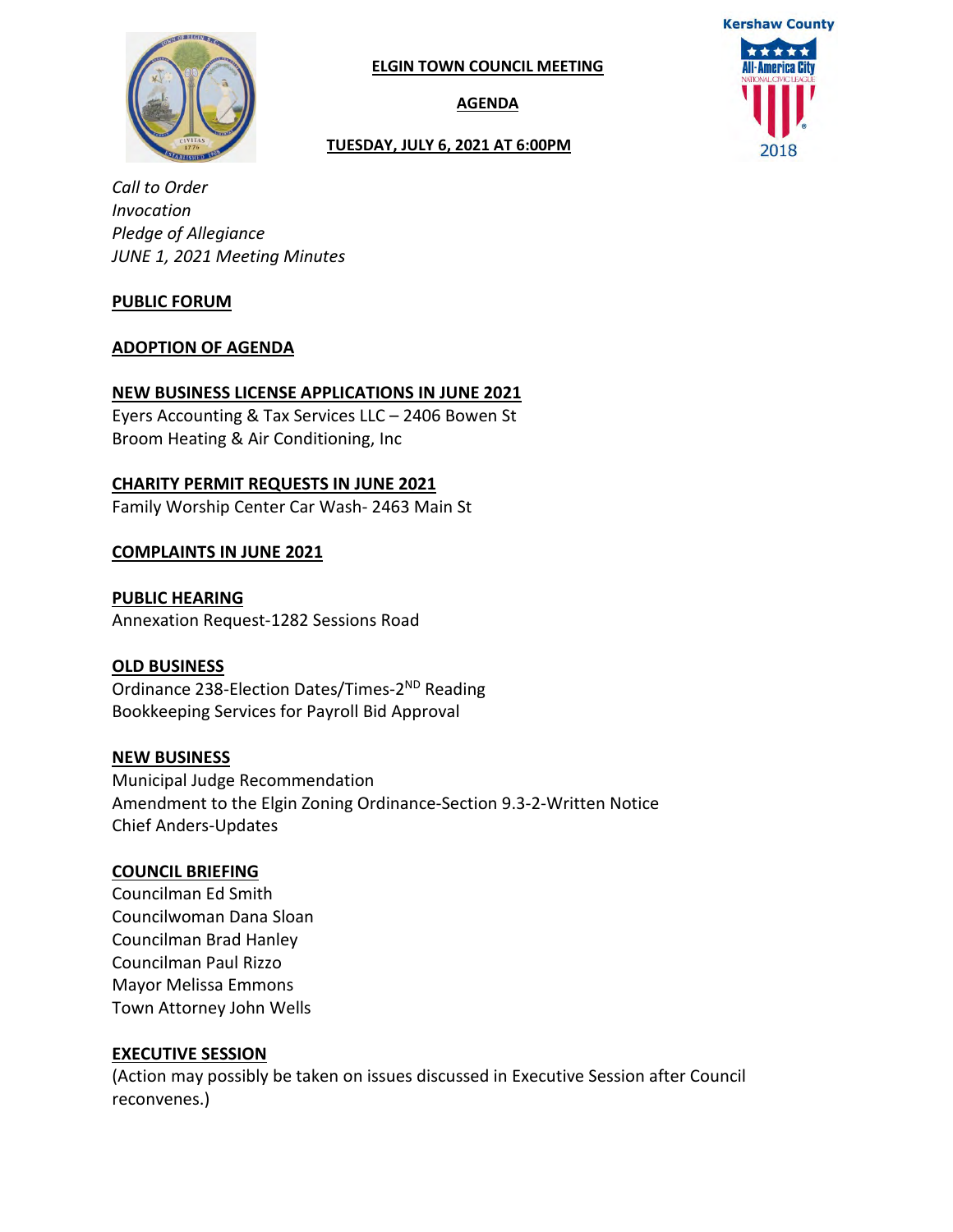# ELGIN TOWN COUNCIL MEETING

## AGENDA

### TUESDAY, JULY 6, 2021 AT 6:00PM

*Call to Order*
*Invocation*
*Pledge of Allegiance*
*JUNE 1, 2021 Meeting Minutes*

**PUBLIC FORUM**

**ADOPTION OF AGENDA**

**NEW BUSINESS LICENSE APPLICATIONS IN JUNE 2021**

Eyers Accounting & Tax Services LLC – 2406 Bowen St
Broom Heating & Air Conditioning, Inc

**CHARITY PERMIT REQUESTS IN JUNE 2021**

Family Worship Center Car Wash- 2463 Main St

**COMPLAINTS IN JUNE 2021**

**PUBLIC HEARING**

Annexation Request-1282 Sessions Road

**OLD BUSINESS**

Ordinance 238-Election Dates/Times-2ND Reading
Bookkeeping Services for Payroll Bid Approval

**NEW BUSINESS**

Municipal Judge Recommendation
Amendment to the Elgin Zoning Ordinance-Section 9.3-2-Written Notice
Chief Anders-Updates

**COUNCIL BRIEFING**

Councilman Ed Smith
Councilwoman Dana Sloan
Councilman Brad Hanley
Councilman Paul Rizzo
Mayor Melissa Emmons
Town Attorney John Wells

**EXECUTIVE SESSION**

(Action may possibly be taken on issues discussed in Executive Session after Council reconvenes.)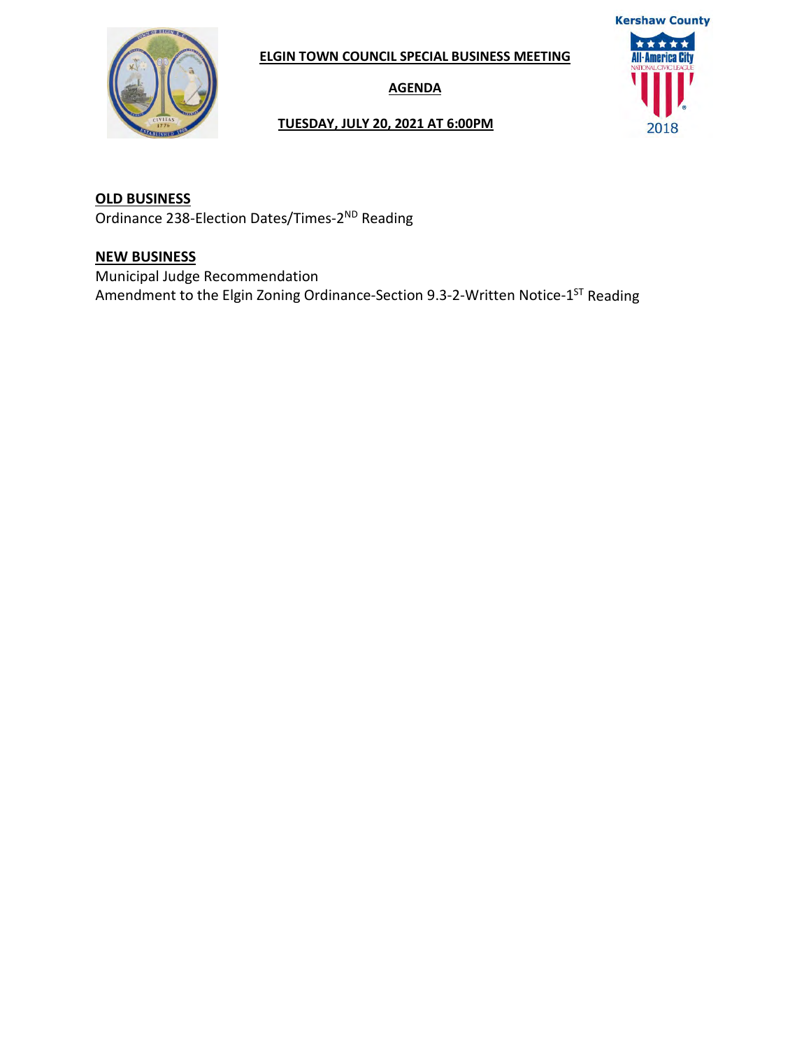**ELGIN TOWN COUNCIL SPECIAL BUSINESS MEETING**

**AGENDA**

**TUESDAY, JULY 20, 2021 AT 6:00PM**

**OLD BUSINESS**

Ordinance 238-Election Dates/Times-2ND Reading

**NEW BUSINESS**

Municipal Judge Recommendation

Amendment to the Elgin Zoning Ordinance-Section 9.3-2-Written Notice-1ST Reading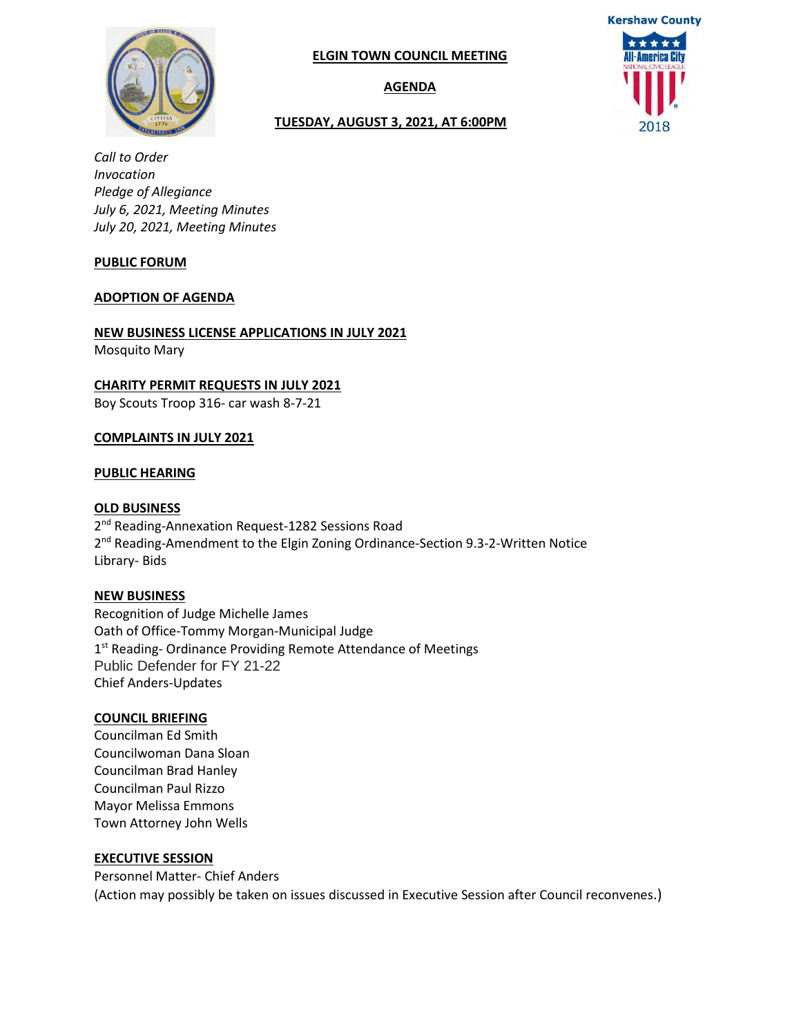# ELGIN TOWN COUNCIL MEETING

## AGENDA

### TUESDAY, AUGUST 3, 2021, AT 6:00PM

*Call to Order*
*Invocation*
*Pledge of Allegiance*
*July 6, 2021, Meeting Minutes*
*July 20, 2021, Meeting Minutes*

**PUBLIC FORUM**

**ADOPTION OF AGENDA**

**NEW BUSINESS LICENSE APPLICATIONS IN JULY 2021**
Mosquito Mary

**CHARITY PERMIT REQUESTS IN JULY 2021**
Boy Scouts Troop 316- car wash 8-7-21

**COMPLAINTS IN JULY 2021**

**PUBLIC HEARING**

**OLD BUSINESS**
2nd Reading-Annexation Request-1282 Sessions Road
2nd Reading-Amendment to the Elgin Zoning Ordinance-Section 9.3-2-Written Notice
Library- Bids

**NEW BUSINESS**
Recognition of Judge Michelle James
Oath of Office-Tommy Morgan-Municipal Judge
1st Reading- Ordinance Providing Remote Attendance of Meetings
Public Defender for FY 21-22
Chief Anders-Updates

**COUNCIL BRIEFING**
Councilman Ed Smith
Councilwoman Dana Sloan
Councilman Brad Hanley
Councilman Paul Rizzo
Mayor Melissa Emmons
Town Attorney John Wells

**EXECUTIVE SESSION**
Personnel Matter- Chief Anders
(Action may possibly be taken on issues discussed in Executive Session after Council reconvenes.)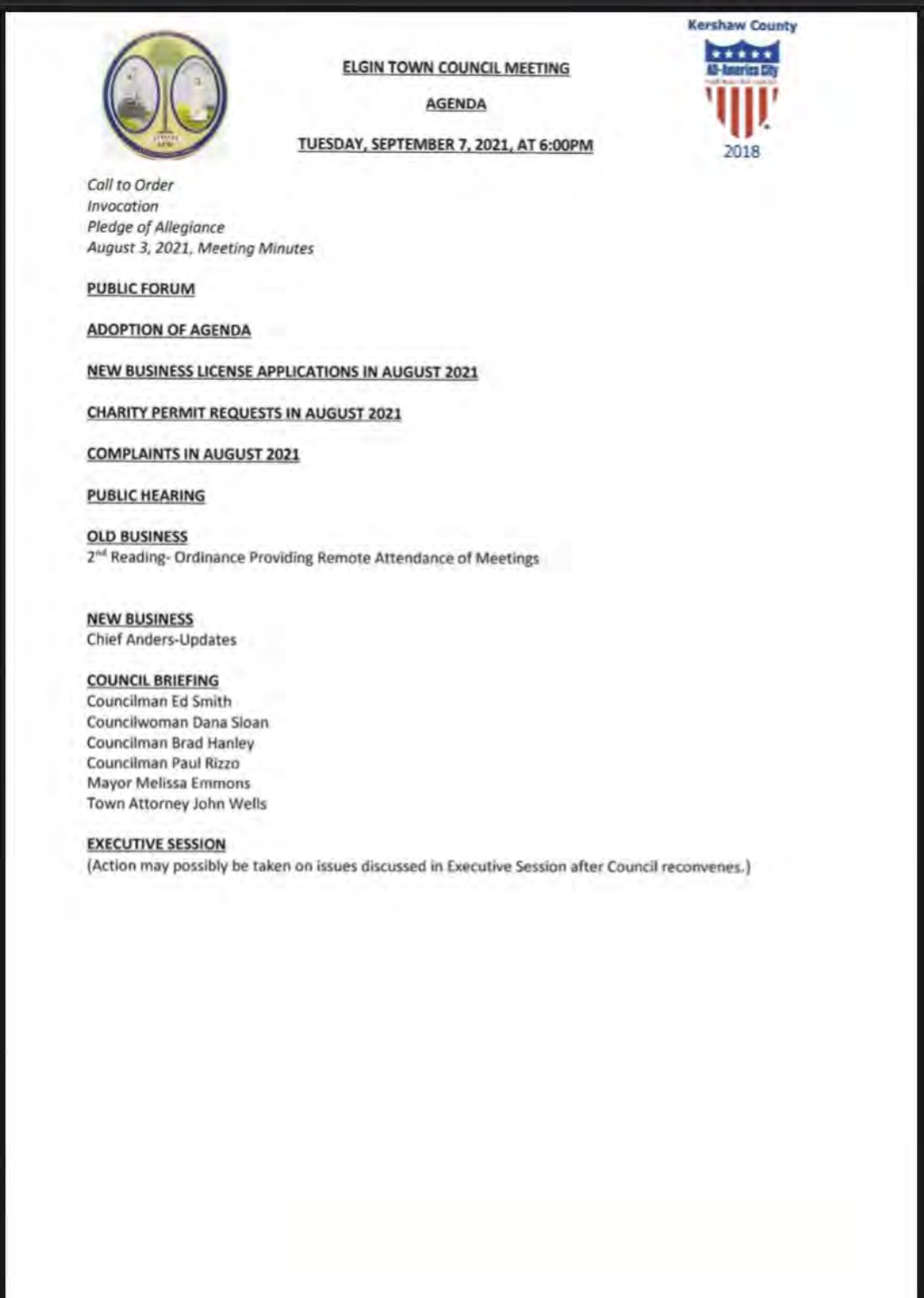Kershaw County

All-America City

2018

# ELGIN TOWN COUNCIL MEETING

## AGENDA

### TUESDAY, SEPTEMBER 7, 2021, AT 6:00PM

*Call to Order*
*Invocation*
*Pledge of Allegiance*
*August 3, 2021, Meeting Minutes*

**PUBLIC FORUM**

**ADOPTION OF AGENDA**

**NEW BUSINESS LICENSE APPLICATIONS IN AUGUST 2021**

**CHARITY PERMIT REQUESTS IN AUGUST 2021**

**COMPLAINTS IN AUGUST 2021**

**PUBLIC HEARING**

**OLD BUSINESS**
2nd Reading- Ordinance Providing Remote Attendance of Meetings

**NEW BUSINESS**
Chief Anders-Updates

**COUNCIL BRIEFING**
Councilman Ed Smith
Councilwoman Dana Sloan
Councilman Brad Hanley
Councilman Paul Rizzo
Mayor Melissa Emmons
Town Attorney John Wells

**EXECUTIVE SESSION**
(Action may possibly be taken on issues discussed in Executive Session after Council reconvenes.)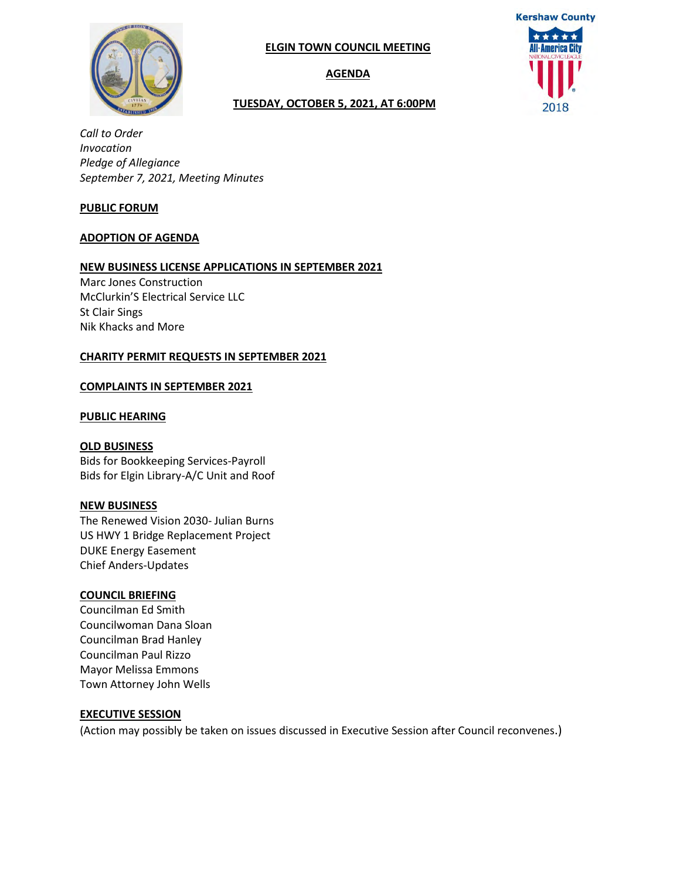# ELGIN TOWN COUNCIL MEETING

## AGENDA

### TUESDAY, OCTOBER 5, 2021, AT 6:00PM

Kershaw County
All-America City
NATIONAL CIVIC LEAGUE
2018

*Call to Order*
*Invocation*
*Pledge of Allegiance*
*September 7, 2021, Meeting Minutes*

**PUBLIC FORUM**

**ADOPTION OF AGENDA**

**NEW BUSINESS LICENSE APPLICATIONS IN SEPTEMBER 2021**

Marc Jones Construction
McClurkin'S Electrical Service LLC
St Clair Sings
Nik Khacks and More

**CHARITY PERMIT REQUESTS IN SEPTEMBER 2021**

**COMPLAINTS IN SEPTEMBER 2021**

**PUBLIC HEARING**

**OLD BUSINESS**

Bids for Bookkeeping Services-Payroll
Bids for Elgin Library-A/C Unit and Roof

**NEW BUSINESS**

The Renewed Vision 2030- Julian Burns
US HWY 1 Bridge Replacement Project
DUKE Energy Easement
Chief Anders-Updates

**COUNCIL BRIEFING**

Councilman Ed Smith
Councilwoman Dana Sloan
Councilman Brad Hanley
Councilman Paul Rizzo
Mayor Melissa Emmons
Town Attorney John Wells

**EXECUTIVE SESSION**

(Action may possibly be taken on issues discussed in Executive Session after Council reconvenes.)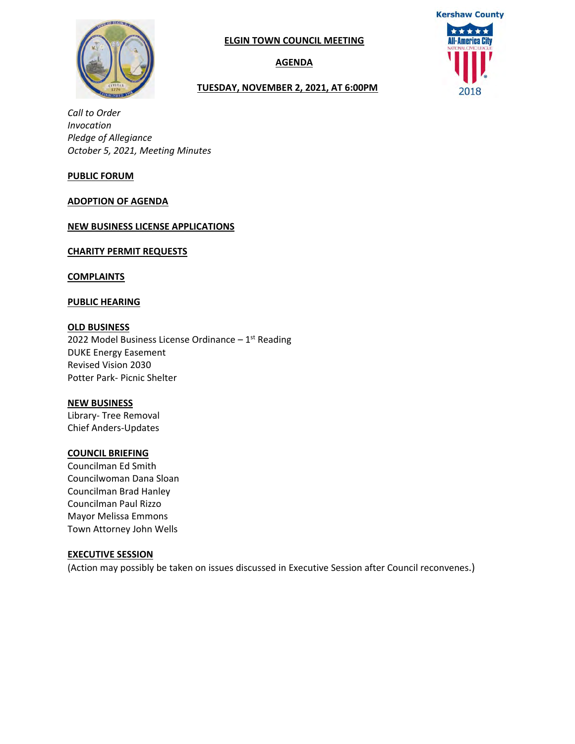# ELGIN TOWN COUNCIL MEETING

## AGENDA

## TUESDAY, NOVEMBER 2, 2021, AT 6:00PM

Kershaw County
All-America City
NATIONAL CIVIC LEAGUE
2018

*Call to Order*
*Invocation*
*Pledge of Allegiance*
*October 5, 2021, Meeting Minutes*

**PUBLIC FORUM**

**ADOPTION OF AGENDA**

**NEW BUSINESS LICENSE APPLICATIONS**

**CHARITY PERMIT REQUESTS**

**COMPLAINTS**

**PUBLIC HEARING**

**OLD BUSINESS**
2022 Model Business License Ordinance – 1st Reading
DUKE Energy Easement
Revised Vision 2030
Potter Park- Picnic Shelter

**NEW BUSINESS**
Library- Tree Removal
Chief Anders-Updates

**COUNCIL BRIEFING**
Councilman Ed Smith
Councilwoman Dana Sloan
Councilman Brad Hanley
Councilman Paul Rizzo
Mayor Melissa Emmons
Town Attorney John Wells

**EXECUTIVE SESSION**
(Action may possibly be taken on issues discussed in Executive Session after Council reconvenes.)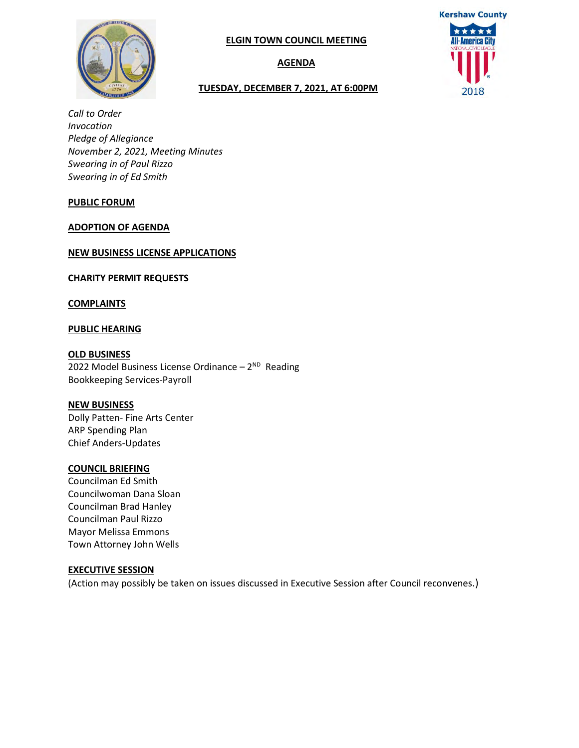# ELGIN TOWN COUNCIL MEETING

## AGENDA

### TUESDAY, DECEMBER 7, 2021, AT 6:00PM

Kershaw County
All-America City
NATIONAL CIVIC LEAGUE
2018

*Call to Order*
*Invocation*
*Pledge of Allegiance*
*November 2, 2021, Meeting Minutes*
*Swearing in of Paul Rizzo*
*Swearing in of Ed Smith*

**PUBLIC FORUM**

**ADOPTION OF AGENDA**

**NEW BUSINESS LICENSE APPLICATIONS**

**CHARITY PERMIT REQUESTS**

**COMPLAINTS**

**PUBLIC HEARING**

**OLD BUSINESS**
2022 Model Business License Ordinance – 2ND Reading
Bookkeeping Services-Payroll

**NEW BUSINESS**
Dolly Patten- Fine Arts Center
ARP Spending Plan
Chief Anders-Updates

**COUNCIL BRIEFING**
Councilman Ed Smith
Councilwoman Dana Sloan
Councilman Brad Hanley
Councilman Paul Rizzo
Mayor Melissa Emmons
Town Attorney John Wells

**EXECUTIVE SESSION**
(Action may possibly be taken on issues discussed in Executive Session after Council reconvenes.)